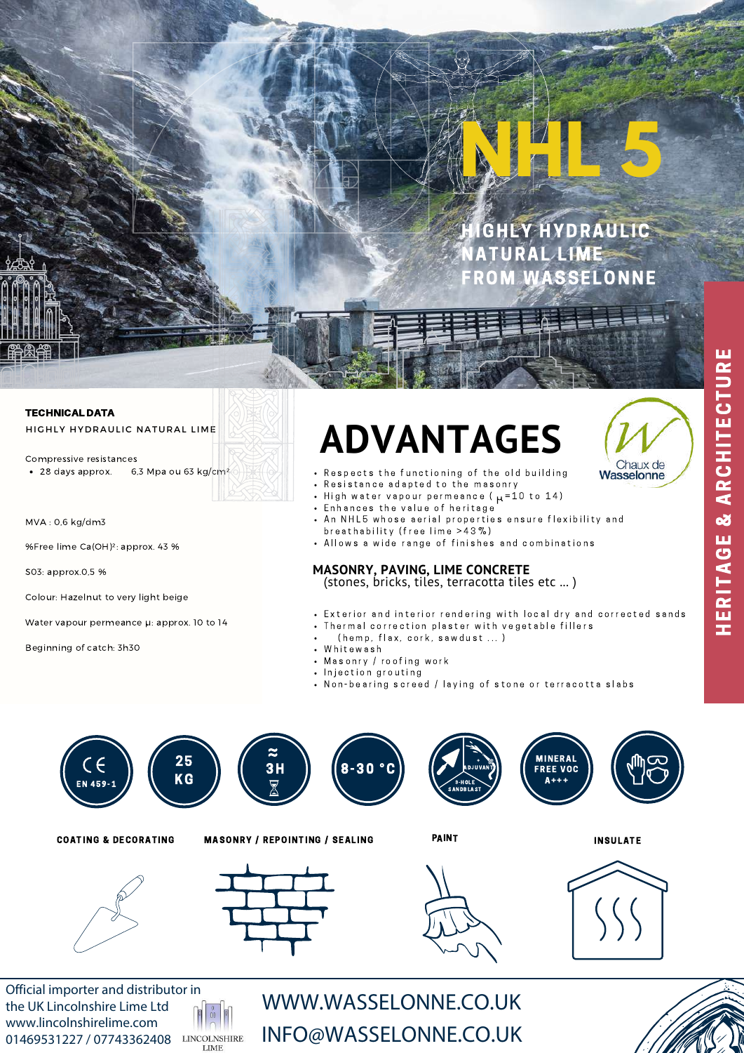# NHL 5

## HIGHLY HYDRAULIC NATURAL LIME FROM WASSELONNE

HERITAGE & ARCHITECTURE

**TECHNICAL DATA**

HIGHLY HYDRAULIC NATURAL LIME

Compressive resistances

- 28 days approx. 6,3 Mpa ou 63 kg/cm²

MVA : 0,6 kg/dm3

%Free lime $Ca(OH)^2$: approx. 43 %

S03: approx.0,5 %

Colour: Hazelnut to very light beige

Water vapour permeance μ: approx. 10 to 14

Beginning of catch: 3h30

# ADVANTAGES

Chaux de Wasselonne

- Respects the functioning of the old building
- Resistance adapted to the masonry
- High water vapour permeance ( μ=10 to 14)
- Enhances the value of heritage
- An NHL5 whose aerial properties ensure flexibility and breathability (free lime >43%)
- Allows a wide range of finishes and combinations

**MASONRY, PAVING, LIME CONCRETE**
(stones, bricks, tiles, terracotta tiles etc ... )

- Exterior and interior rendering with local dry and corrected sands
- Thermal correction plaster with vegetable fillers
- (hemp, flax, cork, sawdust ... )
- Whitewash
- Masonry / roofing work
- Injection grouting
- Non-bearing screed / laying of stone or terracotta slabs

CE EN 459-1 | 25 KG | ≈ 3H | 8-30 °C | ADJUVANT 3-HOLE SANDBLAST | MINERAL FREE VOC A+++

COATING & DECORATING | MASONRY / REPOINTING / SEALING | PAINT | INSULATE

Official importer and distributor in the UK Lincolnshire Lime Ltd
www.lincolnshirelime.com
01469531227 / 07743362408

LINCOLNSHIRE LIME

WWW.WASSELONNE.CO.UK
INFO@WASSELONNE.CO.UK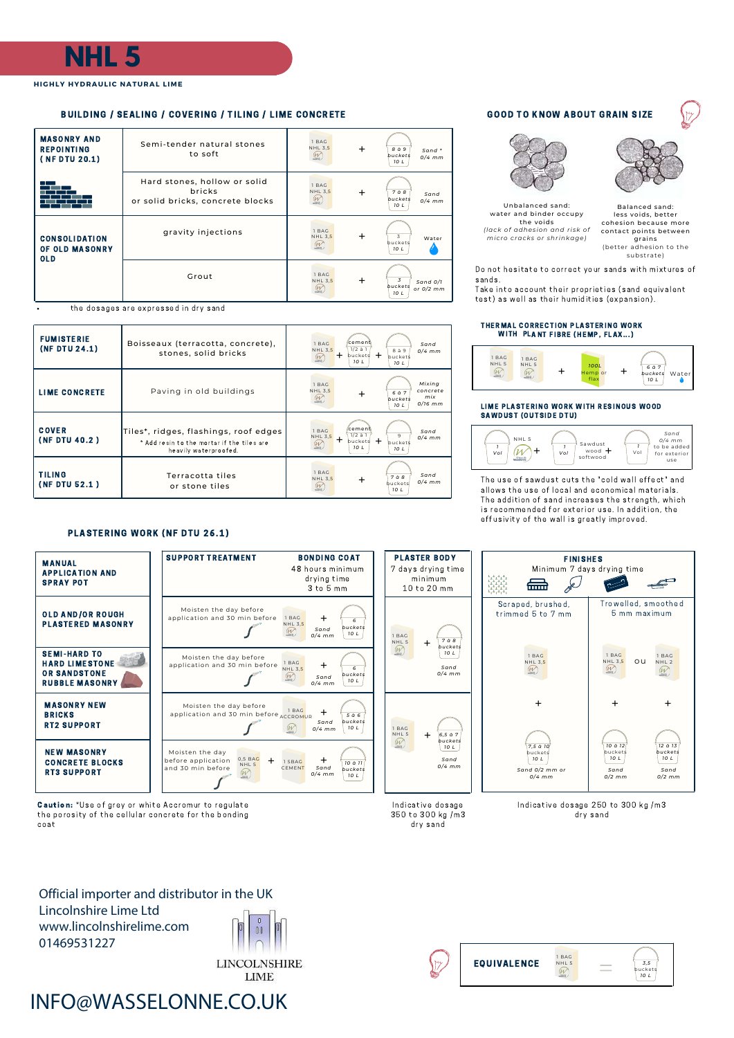# NHL 5

HIGHLY HYDRAULIC NATURAL LIME

## BUILDING / SEALING / COVERING / TILING / LIME CONCRETE

| | | | | | |
|---|---|---|---|---|---|
| MASONRY AND REPOINTING ( NF DTU 20.1) | Semi-tender natural stones to soft | 1 BAG NHL 3,5 | + | 8 à 9 buckets 10 L | Sand * 0/4 mm |
| | Hard stones, hollow or solid bricks or solid bricks, concrete blocks | 1 BAG NHL 3,5 | + | 7 à 8 buckets 10 L | Sand 0/4 mm |
| CONSOLIDATION OF OLD MASONRY OLD | gravity injections | 1 BAG NHL 3,5 | + | 3 buckets 10 L | Water |
| | Grout | 1 BAG NHL 3,5 | + | 3 buckets 10 L | Sand 0/1 or 0/2 mm |

- the dosages are expressed in dry sand

| | | | | | | | |
|---|---|---|---|---|---|---|---|
| FUMISTERIE (NF DTU 24.1) | Boisseaux (terracotta, concrete), stones, solid bricks | 1 BAG NHL 3,5 | + | cement 1/2 à 1 buckets 10 L | + | 8 à 9 buckets 10 L | Sand 0/4 mm |
| LIME CONCRETE | Paving in old buildings | 1 BAG NHL 3,5 | + | | | 6 à 7 buckets 10 L | Mixing concrete mix 0/16 mm |
| COVER (NF DTU 40.2 ) | Tiles*, ridges, flashings, roof edges * Add resin to the mortar if the tiles are heavily waterproofed. | 1 BAG NHL 3,5 | + | cement 1/2 à 1 buckets 10 L | + | 9 buckets 10 L | Sand 0/4 mm |
| TILING (NF DTU 52.1 ) | Terracotta tiles or stone tiles | 1 BAG NHL 3,5 | + | | | 7 à 8 buckets 10 L | Sand 0/4 mm |

## GOOD TO KNOW ABOUT GRAIN SIZE

Unbalanced sand: water and binder occupy the voids (lack of adhesion and risk of micro cracks or shrinkage)

Balanced sand: less voids, better cohesion because more contact points between grains (better adhesion to the substrate)

Do not hesitate to correct your sands with mixtures of sands.
Take into account their proprieties (sand equivalent test) as well as their humidities (expansion).

### THERMAL CORRECTION PLASTERING WORK WITH PLANT FIBRE (HEMP, FLAX...)

1 BAG NHL 5 + 1 BAG NHL 5 + 100L Hemp or flax + 6 à 7 buckets 10 L Water

### LIME PLASTERING WORK WITH RESINOUS WOOD SAWDUST (OUTSIDE DTU)

1 Vol NHL 5 + 1 Vol Sawdust wood softwood + 1 Vol Sand 0/4 mm to be added for exterior use

The use of sawdust cuts the "cold wall effect" and allows the use of local and economical materials. The addition of sand increases the strength, which is recommended for exterior use. In addition, the effusivity of the wall is greatly improved.

## PLASTERING WORK (NF DTU 26.1)

| MANUAL APPLICATION AND SPRAY POT | SUPPORT TREATMENT / BONDING COAT 48 hours minimum drying time 3 to 5 mm | PLASTER BODY 7 days drying time minimum 10 to 20 mm |
|---|---|---|
| OLD AND/OR ROUGH PLASTERED MASONRY | Moisten the day before application and 30 min before — 1 BAG NHL 3,5 + 6 buckets 10 L Sand 0/4 mm | 1 BAG NHL 5 + 7 à 8 buckets 10 L Sand 0/4 mm |
| SEMI-HARD TO HARD LIMESTONE OR SANDSTONE RUBBLE MASONRY | Moisten the day before application and 30 min before — 1 BAG NHL 3,5 + 6 buckets 10 L Sand 0/4 mm | |
| MASONRY NEW BRICKS RT2 SUPPORT | Moisten the day before application and 30 min before — 1 BAG ACCROMUR + 5 à 6 buckets 10 L Sand 0/4 mm | 1 BAG NHL 5 + 6,5 à 7 buckets 10 L Sand 0/4 mm |
| NEW MASONRY CONCRETE BLOCKS RT3 SUPPORT | Moisten the day before application and 30 min before — 0,5 BAG NHL 5 + 1.5 BAG CEMENT + 10 à 11 buckets 10 L Sand 0/4 mm | |

**Caution:** *Use of grey or white Accromur to regulate the porosity of the cellular concrete for the bonding coat

Indicative dosage 350 to 300 kg /m3 dry sand

### FINISHES

Minimum 7 days drying time

| Scraped, brushed, trimmed 5 to 7 mm | Trowelled, smoothed 5 mm maximum | |
|---|---|---|
| 1 BAG NHL 3,5 | 1 BAG NHL 3,5 | OU 1 BAG NHL 2 |
| + | + | + |
| 7,5 à 10 buckets 10 L Sand 0/2 mm or 0/4 mm | 10 à 12 buckets 10 L Sand 0/2 mm | 12 à 13 buckets 10 L Sand 0/2 mm |

Indicative dosage 250 to 300 kg /m3 dry sand

Official importer and distributor in the UK
Lincolnshire Lime Ltd
www.lincolnshirelime.com
01469531227

LINCOLNSHIRE LIME

INFO@WASSELONNE.CO.UK

**EQUIVALENCE** 1 BAG NHL 5 = 3,5 buckets 10 L